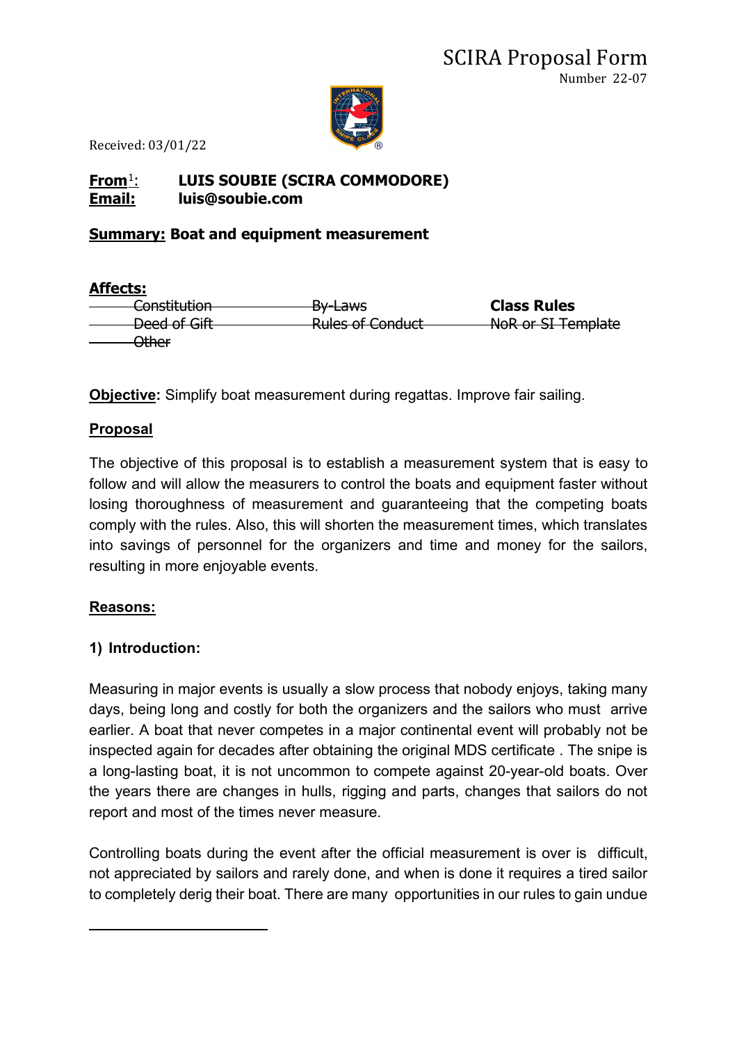# SCIRA Proposal Form

Number 22-07

Received: 03/01/22

**From[1]:** **LUIS SOUBIE (SCIRA COMMODORE)**
**Email:** **luis@soubie.com**

**Summary: Boat and equipment measurement**

**Affects:**

| | | |
|---|---|---|
| ~~Constitution~~ | ~~By-Laws~~ | **Class Rules** |
| ~~Deed of Gift~~ | ~~Rules of Conduct~~ | ~~NoR or SI Template~~ |
| ~~Other~~ | | |

**Objective:** Simplify boat measurement during regattas. Improve fair sailing.

**Proposal**

The objective of this proposal is to establish a measurement system that is easy to follow and will allow the measurers to control the boats and equipment faster without losing thoroughness of measurement and guaranteeing that the competing boats comply with the rules. Also, this will shorten the measurement times, which translates into savings of personnel for the organizers and time and money for the sailors, resulting in more enjoyable events.

**Reasons:**

**1) Introduction:**

Measuring in major events is usually a slow process that nobody enjoys, taking many days, being long and costly for both the organizers and the sailors who must arrive earlier. A boat that never competes in a major continental event will probably not be inspected again for decades after obtaining the original MDS certificate . The snipe is a long-lasting boat, it is not uncommon to compete against 20-year-old boats. Over the years there are changes in hulls, rigging and parts, changes that sailors do not report and most of the times never measure.

Controlling boats during the event after the official measurement is over is difficult, not appreciated by sailors and rarely done, and when is done it requires a tired sailor to completely derig their boat. There are many opportunities in our rules to gain undue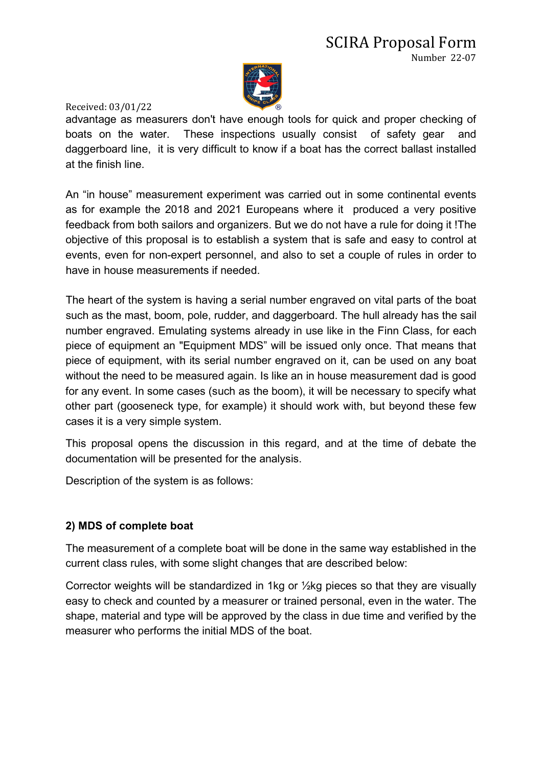advantage as measurers don't have enough tools for quick and proper checking of boats on the water. These inspections usually consist of safety gear and daggerboard line, it is very difficult to know if a boat has the correct ballast installed at the finish line.

An "in house" measurement experiment was carried out in some continental events as for example the 2018 and 2021 Europeans where it produced a very positive feedback from both sailors and organizers. But we do not have a rule for doing it !The objective of this proposal is to establish a system that is safe and easy to control at events, even for non-expert personnel, and also to set a couple of rules in order to have in house measurements if needed.

The heart of the system is having a serial number engraved on vital parts of the boat such as the mast, boom, pole, rudder, and daggerboard. The hull already has the sail number engraved. Emulating systems already in use like in the Finn Class, for each piece of equipment an "Equipment MDS" will be issued only once. That means that piece of equipment, with its serial number engraved on it, can be used on any boat without the need to be measured again. Is like an in house measurement dad is good for any event. In some cases (such as the boom), it will be necessary to specify what other part (gooseneck type, for example) it should work with, but beyond these few cases it is a very simple system.

This proposal opens the discussion in this regard, and at the time of debate the documentation will be presented for the analysis.

Description of the system is as follows:

**2) MDS of complete boat**

The measurement of a complete boat will be done in the same way established in the current class rules, with some slight changes that are described below:

Corrector weights will be standardized in 1kg or ½kg pieces so that they are visually easy to check and counted by a measurer or trained personal, even in the water. The shape, material and type will be approved by the class in due time and verified by the measurer who performs the initial MDS of the boat.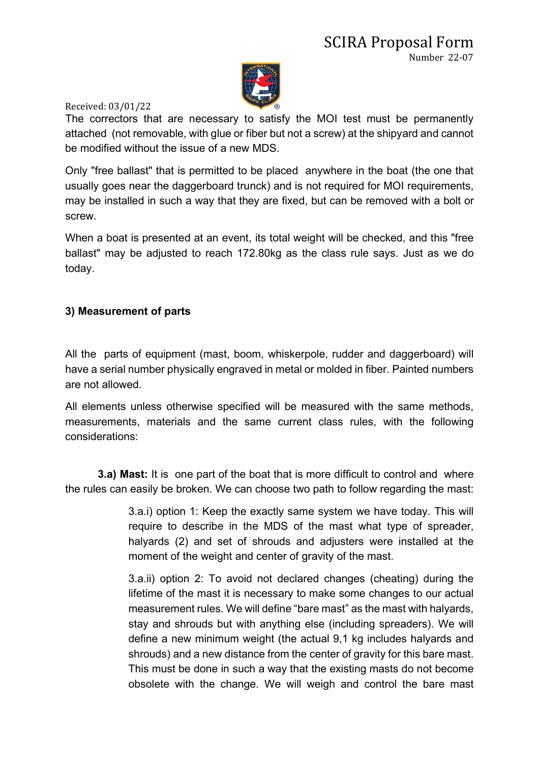The correctors that are necessary to satisfy the MOI test must be permanently attached (not removable, with glue or fiber but not a screw) at the shipyard and cannot be modified without the issue of a new MDS.

Only "free ballast" that is permitted to be placed anywhere in the boat (the one that usually goes near the daggerboard trunck) and is not required for MOI requirements, may be installed in such a way that they are fixed, but can be removed with a bolt or screw.

When a boat is presented at an event, its total weight will be checked, and this "free ballast" may be adjusted to reach 172.80kg as the class rule says. Just as we do today.

**3) Measurement of parts**

All the parts of equipment (mast, boom, whiskerpole, rudder and daggerboard) will have a serial number physically engraved in metal or molded in fiber. Painted numbers are not allowed.

All elements unless otherwise specified will be measured with the same methods, measurements, materials and the same current class rules, with the following considerations:

**3.a) Mast:** It is one part of the boat that is more difficult to control and where the rules can easily be broken. We can choose two path to follow regarding the mast:

3.a.i) option 1: Keep the exactly same system we have today. This will require to describe in the MDS of the mast what type of spreader, halyards (2) and set of shrouds and adjusters were installed at the moment of the weight and center of gravity of the mast.

3.a.ii) option 2: To avoid not declared changes (cheating) during the lifetime of the mast it is necessary to make some changes to our actual measurement rules. We will define "bare mast" as the mast with halyards, stay and shrouds but with anything else (including spreaders). We will define a new minimum weight (the actual 9,1 kg includes halyards and shrouds) and a new distance from the center of gravity for this bare mast. This must be done in such a way that the existing masts do not become obsolete with the change. We will weigh and control the bare mast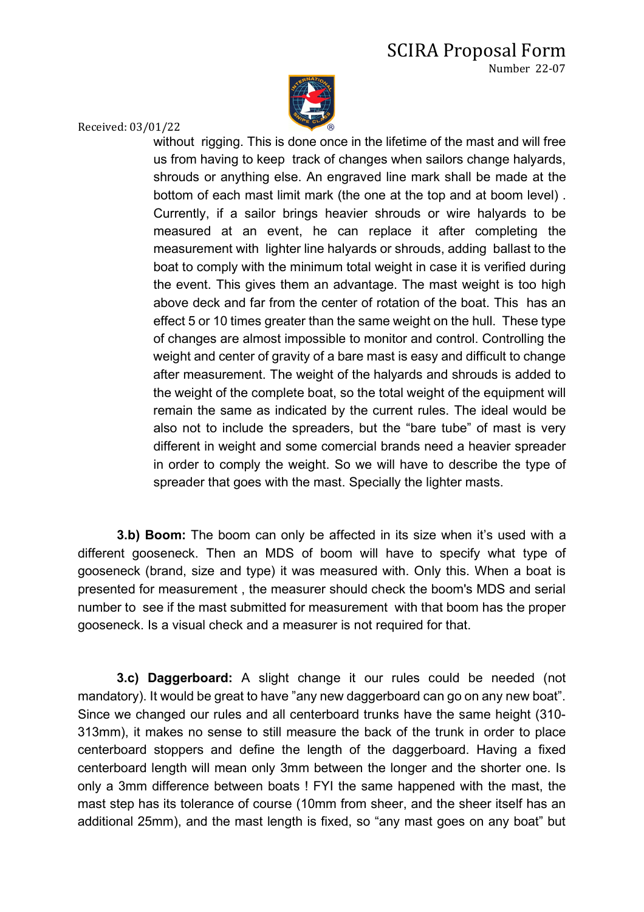without rigging. This is done once in the lifetime of the mast and will free us from having to keep track of changes when sailors change halyards, shrouds or anything else. An engraved line mark shall be made at the bottom of each mast limit mark (the one at the top and at boom level) . Currently, if a sailor brings heavier shrouds or wire halyards to be measured at an event, he can replace it after completing the measurement with lighter line halyards or shrouds, adding ballast to the boat to comply with the minimum total weight in case it is verified during the event. This gives them an advantage. The mast weight is too high above deck and far from the center of rotation of the boat. This has an effect 5 or 10 times greater than the same weight on the hull. These type of changes are almost impossible to monitor and control. Controlling the weight and center of gravity of a bare mast is easy and difficult to change after measurement. The weight of the halyards and shrouds is added to the weight of the complete boat, so the total weight of the equipment will remain the same as indicated by the current rules. The ideal would be also not to include the spreaders, but the "bare tube" of mast is very different in weight and some comercial brands need a heavier spreader in order to comply the weight. So we will have to describe the type of spreader that goes with the mast. Specially the lighter masts.

**3.b) Boom:** The boom can only be affected in its size when it's used with a different gooseneck. Then an MDS of boom will have to specify what type of gooseneck (brand, size and type) it was measured with. Only this. When a boat is presented for measurement , the measurer should check the boom's MDS and serial number to see if the mast submitted for measurement with that boom has the proper gooseneck. Is a visual check and a measurer is not required for that.

**3.c) Daggerboard:** A slight change it our rules could be needed (not mandatory). It would be great to have "any new daggerboard can go on any new boat". Since we changed our rules and all centerboard trunks have the same height (310-313mm), it makes no sense to still measure the back of the trunk in order to place centerboard stoppers and define the length of the daggerboard. Having a fixed centerboard length will mean only 3mm between the longer and the shorter one. Is only a 3mm difference between boats ! FYI the same happened with the mast, the mast step has its tolerance of course (10mm from sheer, and the sheer itself has an additional 25mm), and the mast length is fixed, so "any mast goes on any boat" but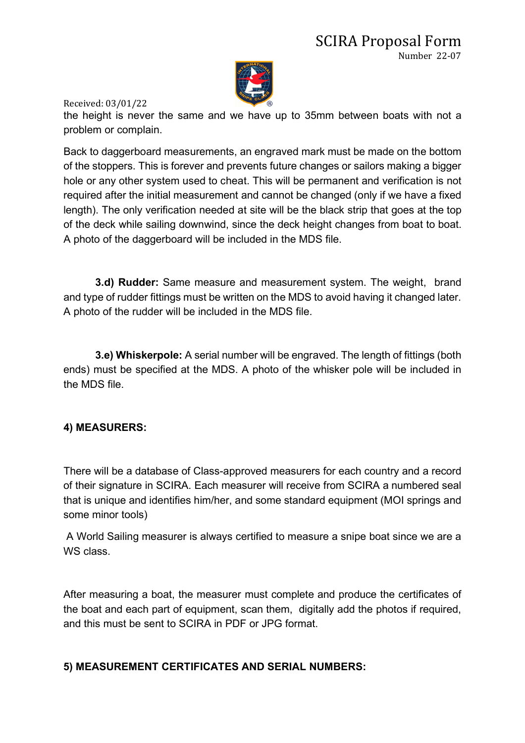the height is never the same and we have up to 35mm between boats with not a problem or complain.

Back to daggerboard measurements, an engraved mark must be made on the bottom of the stoppers. This is forever and prevents future changes or sailors making a bigger hole or any other system used to cheat. This will be permanent and verification is not required after the initial measurement and cannot be changed (only if we have a fixed length). The only verification needed at site will be the black strip that goes at the top of the deck while sailing downwind, since the deck height changes from boat to boat. A photo of the daggerboard will be included in the MDS file.

**3.d) Rudder:** Same measure and measurement system. The weight, brand and type of rudder fittings must be written on the MDS to avoid having it changed later. A photo of the rudder will be included in the MDS file.

**3.e) Whiskerpole:** A serial number will be engraved. The length of fittings (both ends) must be specified at the MDS. A photo of the whisker pole will be included in the MDS file.

**4) MEASURERS:**

There will be a database of Class-approved measurers for each country and a record of their signature in SCIRA. Each measurer will receive from SCIRA a numbered seal that is unique and identifies him/her, and some standard equipment (MOI springs and some minor tools)

A World Sailing measurer is always certified to measure a snipe boat since we are a WS class.

After measuring a boat, the measurer must complete and produce the certificates of the boat and each part of equipment, scan them, digitally add the photos if required, and this must be sent to SCIRA in PDF or JPG format.

**5) MEASUREMENT CERTIFICATES AND SERIAL NUMBERS:**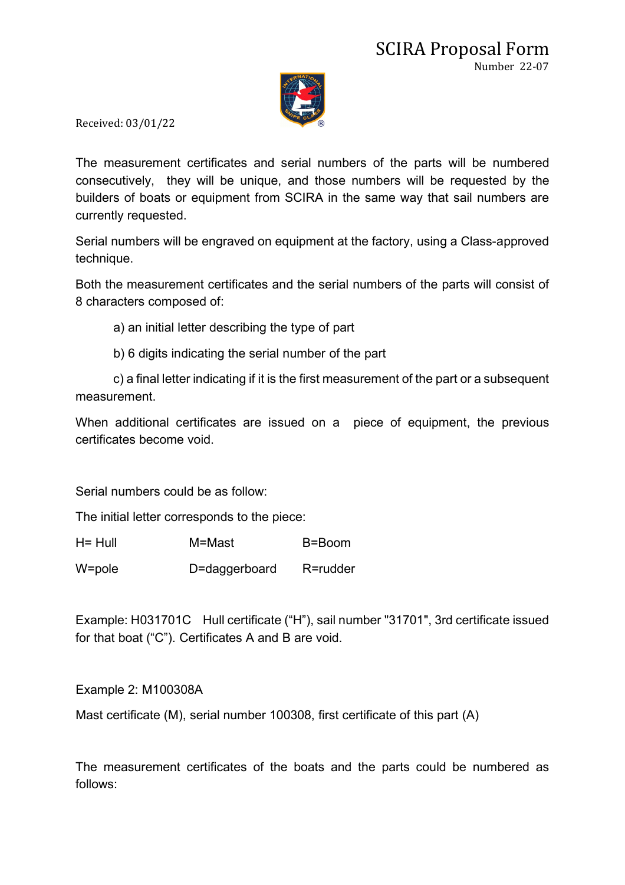# SCIRA Proposal Form

Number 22-07

Received: 03/01/22

The measurement certificates and serial numbers of the parts will be numbered consecutively, they will be unique, and those numbers will be requested by the builders of boats or equipment from SCIRA in the same way that sail numbers are currently requested.

Serial numbers will be engraved on equipment at the factory, using a Class-approved technique.

Both the measurement certificates and the serial numbers of the parts will consist of 8 characters composed of:

a) an initial letter describing the type of part

b) 6 digits indicating the serial number of the part

c) a final letter indicating if it is the first measurement of the part or a subsequent measurement.

When additional certificates are issued on a piece of equipment, the previous certificates become void.

Serial numbers could be as follow:

The initial letter corresponds to the piece:

| H= Hull | M=Mast | B=Boom |
|---|---|---|
| W=pole | D=daggerboard | R=rudder |

Example: H031701C Hull certificate ("H"), sail number "31701", 3rd certificate issued for that boat ("C"). Certificates A and B are void.

Example 2: M100308A

Mast certificate (M), serial number 100308, first certificate of this part (A)

The measurement certificates of the boats and the parts could be numbered as follows: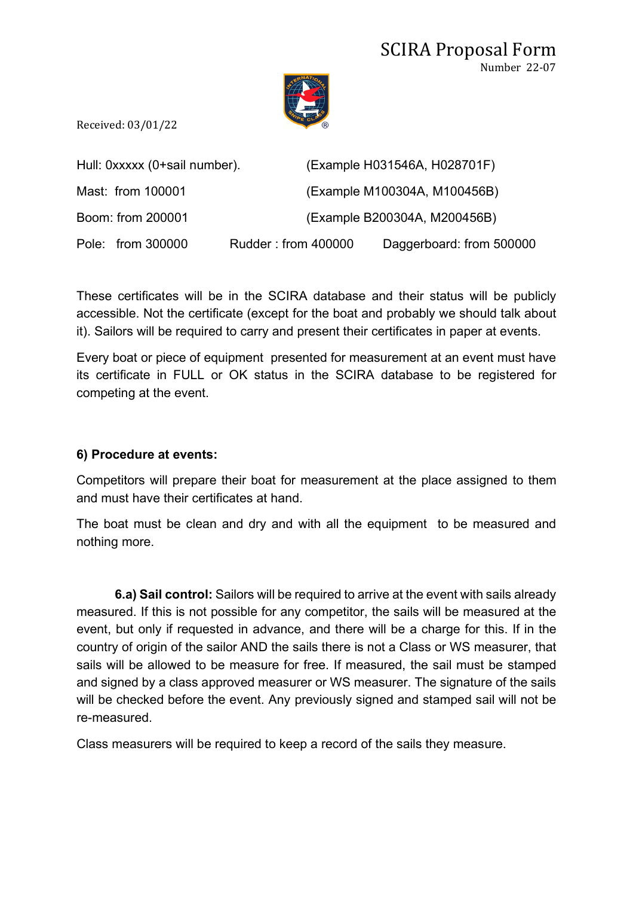Received: 03/01/22

| | | |
|---|---|---|
| Hull: 0xxxxx (0+sail number). | | (Example H031546A, H028701F) |
| Mast: from 100001 | | (Example M100304A, M100456B) |
| Boom: from 200001 | | (Example B200304A, M200456B) |
| Pole: from 300000 | Rudder : from 400000 | Daggerboard: from 500000 |

These certificates will be in the SCIRA database and their status will be publicly accessible. Not the certificate (except for the boat and probably we should talk about it). Sailors will be required to carry and present their certificates in paper at events.

Every boat or piece of equipment presented for measurement at an event must have its certificate in FULL or OK status in the SCIRA database to be registered for competing at the event.

**6) Procedure at events:**

Competitors will prepare their boat for measurement at the place assigned to them and must have their certificates at hand.

The boat must be clean and dry and with all the equipment to be measured and nothing more.

**6.a) Sail control:** Sailors will be required to arrive at the event with sails already measured. If this is not possible for any competitor, the sails will be measured at the event, but only if requested in advance, and there will be a charge for this. If in the country of origin of the sailor AND the sails there is not a Class or WS measurer, that sails will be allowed to be measure for free. If measured, the sail must be stamped and signed by a class approved measurer or WS measurer. The signature of the sails will be checked before the event. Any previously signed and stamped sail will not be re-measured.

Class measurers will be required to keep a record of the sails they measure.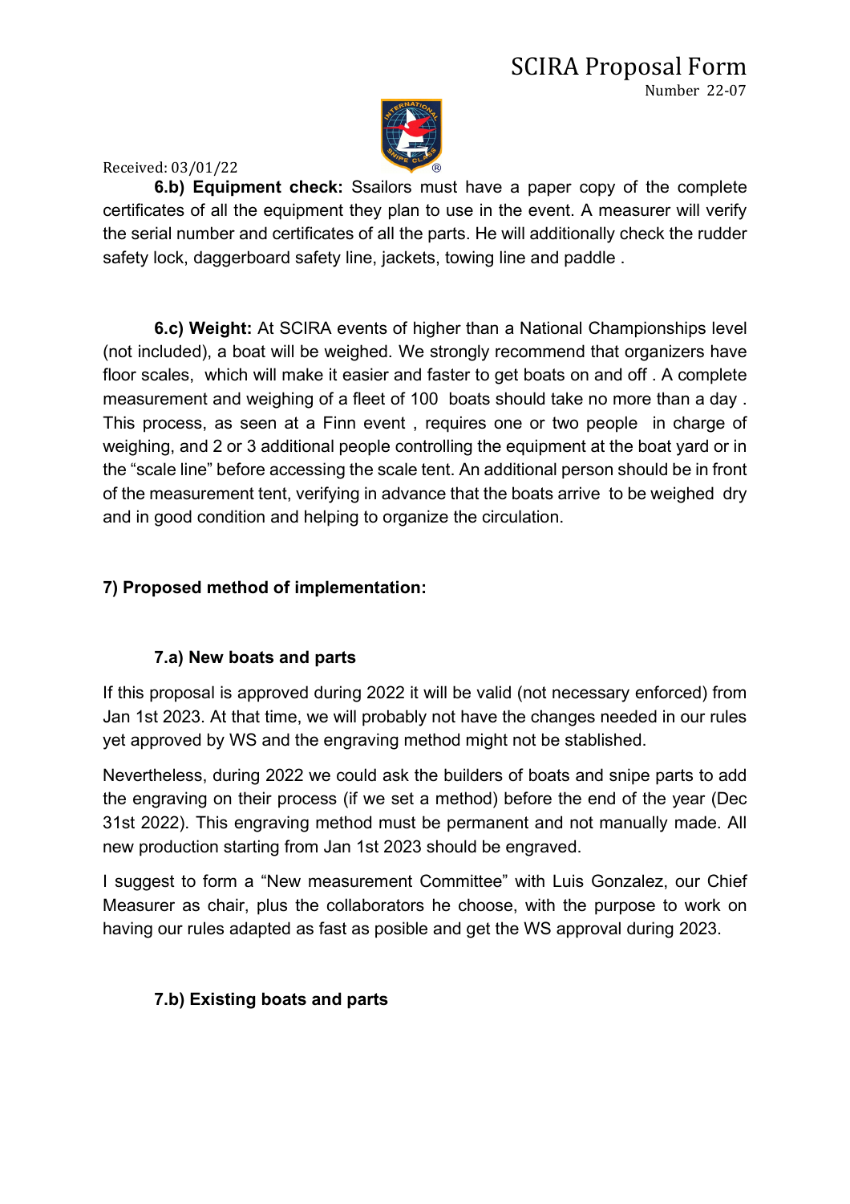**6.b) Equipment check:** Ssailors must have a paper copy of the complete certificates of all the equipment they plan to use in the event. A measurer will verify the serial number and certificates of all the parts. He will additionally check the rudder safety lock, daggerboard safety line, jackets, towing line and paddle .

**6.c) Weight:** At SCIRA events of higher than a National Championships level (not included), a boat will be weighed. We strongly recommend that organizers have floor scales, which will make it easier and faster to get boats on and off . A complete measurement and weighing of a fleet of 100 boats should take no more than a day . This process, as seen at a Finn event , requires one or two people in charge of weighing, and 2 or 3 additional people controlling the equipment at the boat yard or in the "scale line" before accessing the scale tent. An additional person should be in front of the measurement tent, verifying in advance that the boats arrive to be weighed dry and in good condition and helping to organize the circulation.

## 7) Proposed method of implementation:

### 7.a) New boats and parts

If this proposal is approved during 2022 it will be valid (not necessary enforced) from Jan 1st 2023. At that time, we will probably not have the changes needed in our rules yet approved by WS and the engraving method might not be stablished.

Nevertheless, during 2022 we could ask the builders of boats and snipe parts to add the engraving on their process (if we set a method) before the end of the year (Dec 31st 2022). This engraving method must be permanent and not manually made. All new production starting from Jan 1st 2023 should be engraved.

I suggest to form a "New measurement Committee" with Luis Gonzalez, our Chief Measurer as chair, plus the collaborators he choose, with the purpose to work on having our rules adapted as fast as posible and get the WS approval during 2023.

### 7.b) Existing boats and parts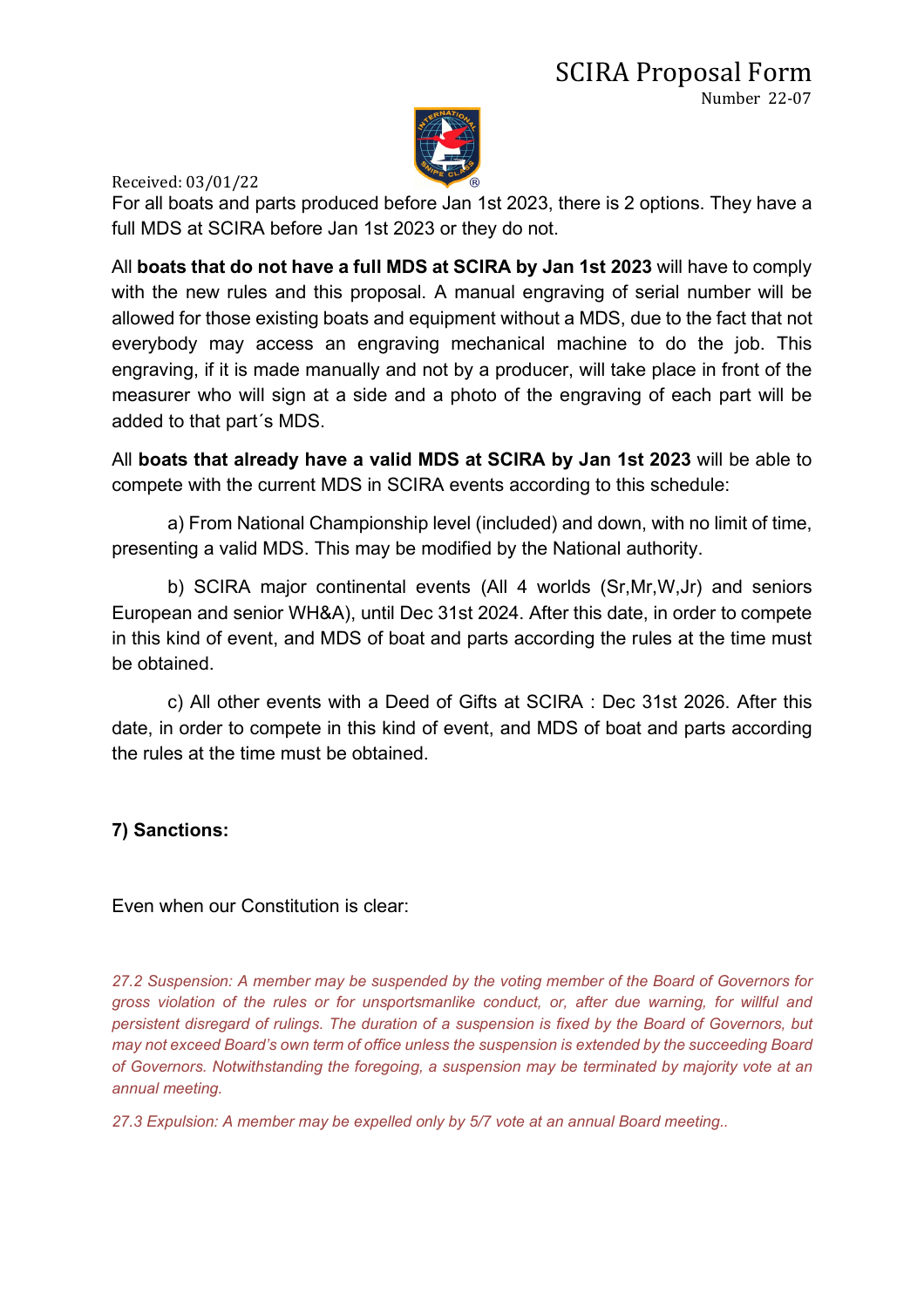# SCIRA Proposal Form

Number 22-07

Received: 03/01/22

For all boats and parts produced before Jan 1st 2023, there is 2 options. They have a full MDS at SCIRA before Jan 1st 2023 or they do not.

All **boats that do not have a full MDS at SCIRA by Jan 1st 2023** will have to comply with the new rules and this proposal. A manual engraving of serial number will be allowed for those existing boats and equipment without a MDS, due to the fact that not everybody may access an engraving mechanical machine to do the job. This engraving, if it is made manually and not by a producer, will take place in front of the measurer who will sign at a side and a photo of the engraving of each part will be added to that part´s MDS.

All **boats that already have a valid MDS at SCIRA by Jan 1st 2023** will be able to compete with the current MDS in SCIRA events according to this schedule:

a) From National Championship level (included) and down, with no limit of time, presenting a valid MDS. This may be modified by the National authority.

b) SCIRA major continental events (All 4 worlds (Sr,Mr,W,Jr) and seniors European and senior WH&A), until Dec 31st 2024. After this date, in order to compete in this kind of event, and MDS of boat and parts according the rules at the time must be obtained.

c) All other events with a Deed of Gifts at SCIRA : Dec 31st 2026. After this date, in order to compete in this kind of event, and MDS of boat and parts according the rules at the time must be obtained.

**7) Sanctions:**

Even when our Constitution is clear:

*27.2 Suspension: A member may be suspended by the voting member of the Board of Governors for gross violation of the rules or for unsportsmanlike conduct, or, after due warning, for willful and persistent disregard of rulings. The duration of a suspension is fixed by the Board of Governors, but may not exceed Board's own term of office unless the suspension is extended by the succeeding Board of Governors. Notwithstanding the foregoing, a suspension may be terminated by majority vote at an annual meeting.*

*27.3 Expulsion: A member may be expelled only by 5/7 vote at an annual Board meeting..*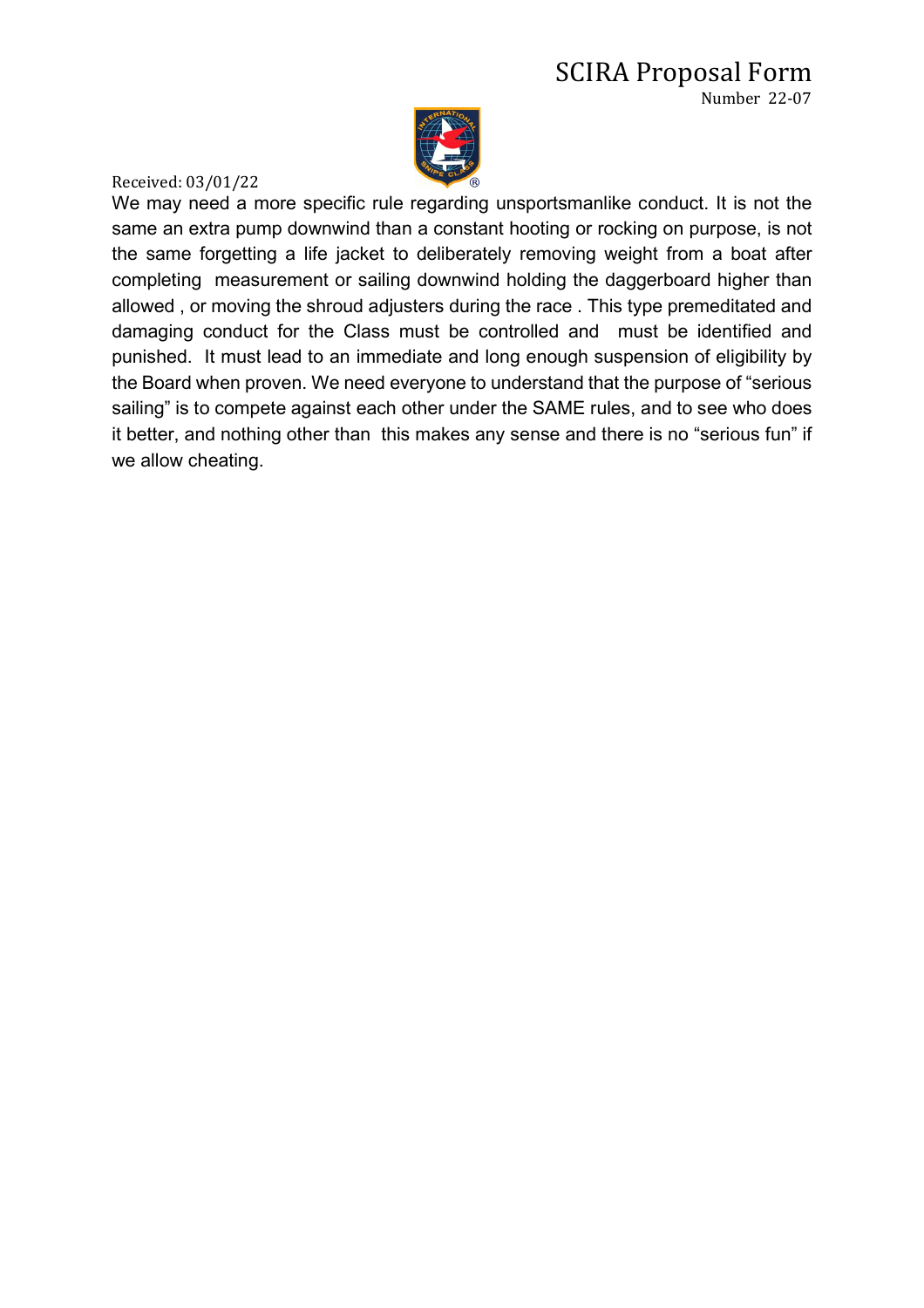# SCIRA Proposal Form

Number 22-07

Received: 03/01/22

We may need a more specific rule regarding unsportsmanlike conduct. It is not the same an extra pump downwind than a constant hooting or rocking on purpose, is not the same forgetting a life jacket to deliberately removing weight from a boat after completing measurement or sailing downwind holding the daggerboard higher than allowed , or moving the shroud adjusters during the race . This type premeditated and damaging conduct for the Class must be controlled and must be identified and punished. It must lead to an immediate and long enough suspension of eligibility by the Board when proven. We need everyone to understand that the purpose of "serious sailing" is to compete against each other under the SAME rules, and to see who does it better, and nothing other than this makes any sense and there is no "serious fun" if we allow cheating.